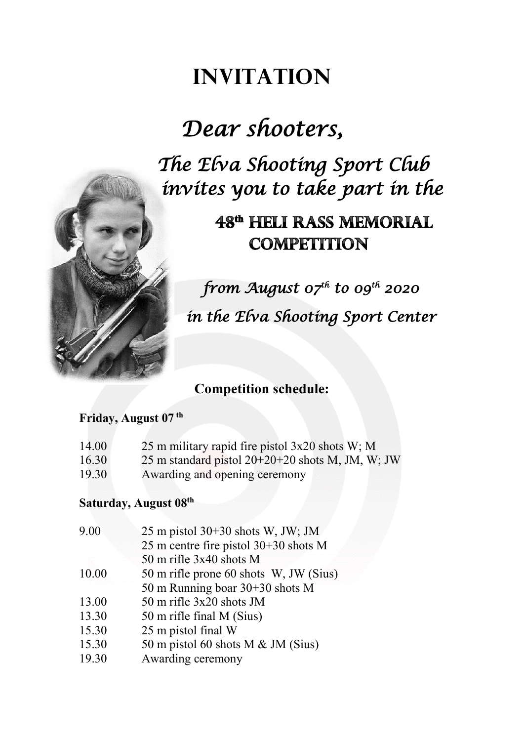# INVITATION

*Dear shooters,*

*The Elva Shooting Sport Club invites you to take part in the*

**48th HELI RASS MEMORIAL COMPETITION**

*from August 07th to 09th 2020*

*in the Elva Shooting Sport Center*

## Competition schedule:

**Friday, August 07th**

| | |
|---|---|
| 14.00 | 25 m military rapid fire pistol 3x20 shots W; M |
| 16.30 | 25 m standard pistol 20+20+20 shots M, JM, W; JW |
| 19.30 | Awarding and opening ceremony |

**Saturday, August 08th**

| | |
|---|---|
| 9.00 | 25 m pistol 30+30 shots W, JW; JM |
| | 25 m centre fire pistol 30+30 shots M |
| | 50 m rifle 3x40 shots M |
| 10.00 | 50 m rifle prone 60 shots W, JW (Sius) |
| | 50 m Running boar 30+30 shots M |
| 13.00 | 50 m rifle 3x20 shots JM |
| 13.30 | 50 m rifle final M (Sius) |
| 15.30 | 25 m pistol final W |
| 15.30 | 50 m pistol 60 shots M & JM (Sius) |
| 19.30 | Awarding ceremony |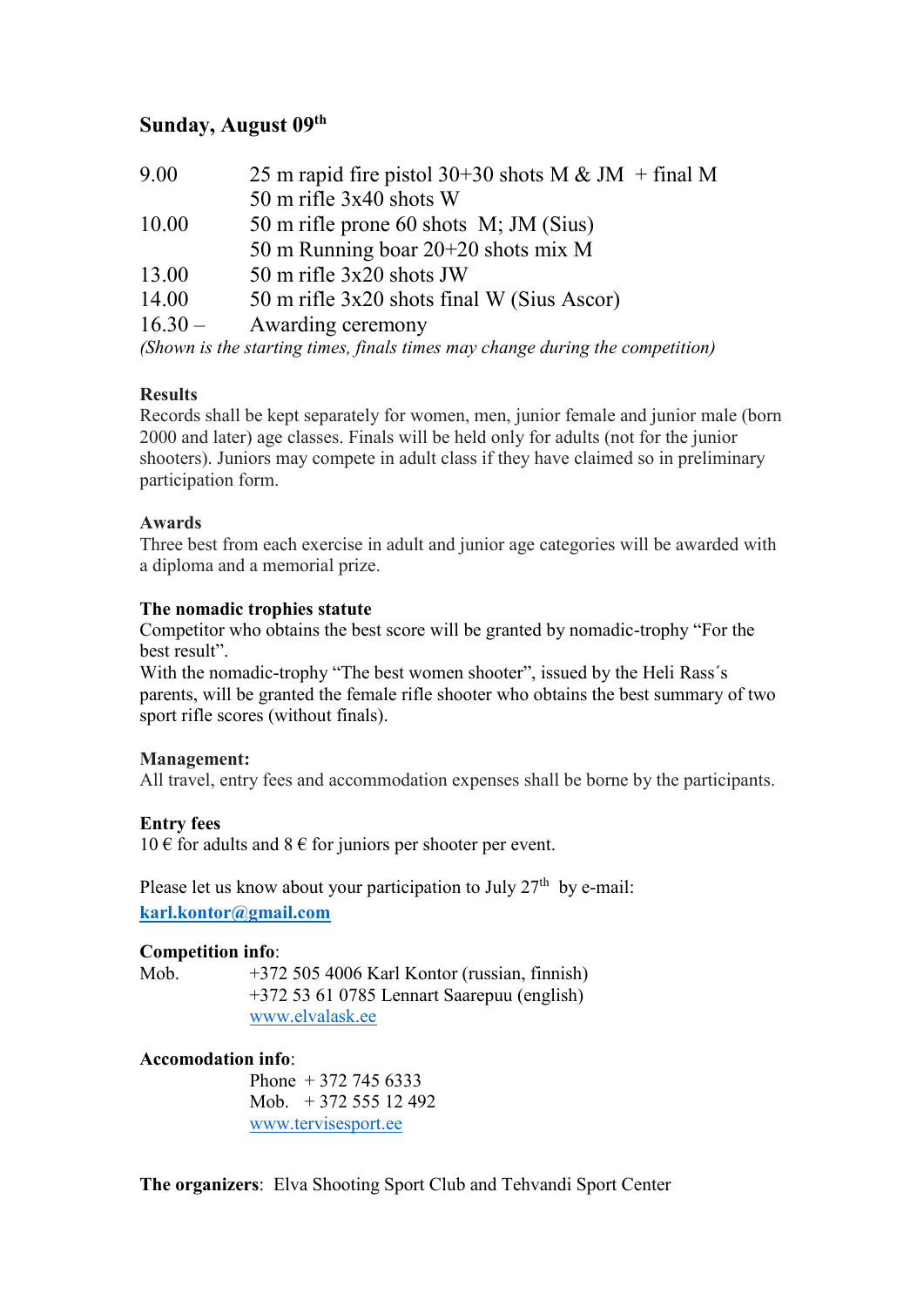### Sunday, August 09th

| | |
|---|---|
| 9.00 | 25 m rapid fire pistol 30+30 shots M & JM + final M |
| | 50 m rifle 3x40 shots W |
| 10.00 | 50 m rifle prone 60 shots M; JM (Sius) |
| | 50 m Running boar 20+20 shots mix M |
| 13.00 | 50 m rifle 3x20 shots JW |
| 14.00 | 50 m rifle 3x20 shots final W (Sius Ascor) |
| 16.30 – | Awarding ceremony |

*(Shown is the starting times, finals times may change during the competition)*

**Results**

Records shall be kept separately for women, men, junior female and junior male (born 2000 and later) age classes. Finals will be held only for adults (not for the junior shooters). Juniors may compete in adult class if they have claimed so in preliminary participation form.

**Awards**

Three best from each exercise in adult and junior age categories will be awarded with a diploma and a memorial prize.

**The nomadic trophies statute**

Competitor who obtains the best score will be granted by nomadic-trophy "For the best result".
With the nomadic-trophy "The best women shooter", issued by the Heli Rass´s parents, will be granted the female rifle shooter who obtains the best summary of two sport rifle scores (without finals).

**Management:**

All travel, entry fees and accommodation expenses shall be borne by the participants.

**Entry fees**

10 € for adults and 8 € for juniors per shooter per event.

Please let us know about your participation to July 27th by e-mail:
**karl.kontor@gmail.com**

**Competition info**:

Mob. +372 505 4006 Karl Kontor (russian, finnish)
+372 53 61 0785 Lennart Saarepuu (english)
www.elvalask.ee

**Accomodation info**:

Phone + 372 745 6333
Mob. + 372 555 12 492
www.tervisesport.ee

**The organizers**: Elva Shooting Sport Club and Tehvandi Sport Center